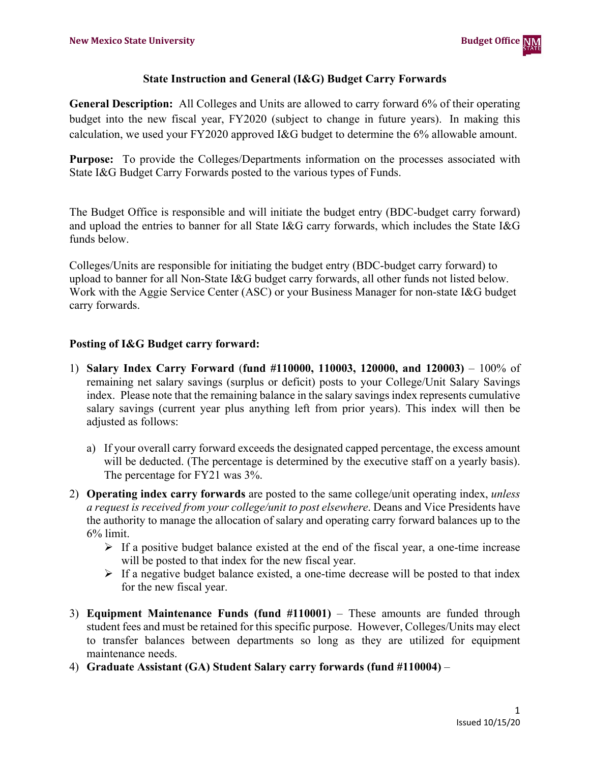## State Instruction and General (I&G) Budget Carry Forwards

**General Description:** All Colleges and Units are allowed to carry forward 6% of their operating budget into the new fiscal year, FY2020 (subject to change in future years). In making this calculation, we used your FY2020 approved I&G budget to determine the 6% allowable amount.

**Purpose:** To provide the Colleges/Departments information on the processes associated with State I&G Budget Carry Forwards posted to the various types of Funds.

The Budget Office is responsible and will initiate the budget entry (BDC-budget carry forward) and upload the entries to banner for all State I&G carry forwards, which includes the State I&G funds below.

Colleges/Units are responsible for initiating the budget entry (BDC-budget carry forward) to upload to banner for all Non-State I&G budget carry forwards, all other funds not listed below. Work with the Aggie Service Center (ASC) or your Business Manager for non-state I&G budget carry forwards.

**Posting of I&G Budget carry forward:**

1) **Salary Index Carry Forward** (**fund #110000, 110003, 120000, and 120003)** – 100% of remaining net salary savings (surplus or deficit) posts to your College/Unit Salary Savings index. Please note that the remaining balance in the salary savings index represents cumulative salary savings (current year plus anything left from prior years). This index will then be adjusted as follows:

   a) If your overall carry forward exceeds the designated capped percentage, the excess amount will be deducted. (The percentage is determined by the executive staff on a yearly basis). The percentage for FY21 was 3%.

2) **Operating index carry forwards** are posted to the same college/unit operating index, *unless a request is received from your college/unit to post elsewhere*. Deans and Vice Presidents have the authority to manage the allocation of salary and operating carry forward balances up to the 6% limit.
   - If a positive budget balance existed at the end of the fiscal year, a one-time increase will be posted to that index for the new fiscal year.
   - If a negative budget balance existed, a one-time decrease will be posted to that index for the new fiscal year.

3) **Equipment Maintenance Funds (fund #110001)** – These amounts are funded through student fees and must be retained for this specific purpose. However, Colleges/Units may elect to transfer balances between departments so long as they are utilized for equipment maintenance needs.

4) **Graduate Assistant (GA) Student Salary carry forwards (fund #110004)** –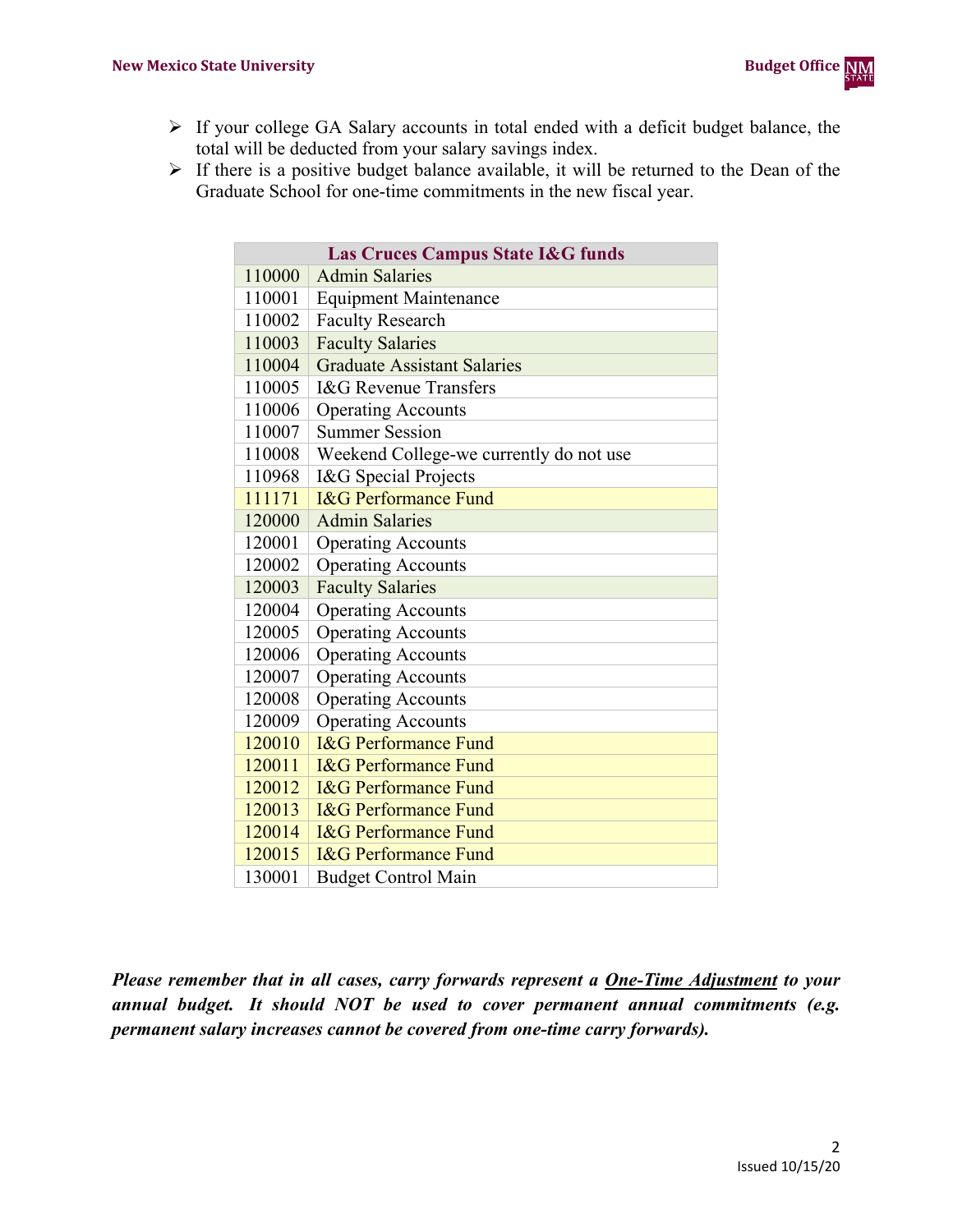- If your college GA Salary accounts in total ended with a deficit budget balance, the total will be deducted from your salary savings index.
- If there is a positive budget balance available, it will be returned to the Dean of the Graduate School for one-time commitments in the new fiscal year.

| Las Cruces Campus State I&G funds | |
|---|---|
| 110000 | Admin Salaries |
| 110001 | Equipment Maintenance |
| 110002 | Faculty Research |
| 110003 | Faculty Salaries |
| 110004 | Graduate Assistant Salaries |
| 110005 | I&G Revenue Transfers |
| 110006 | Operating Accounts |
| 110007 | Summer Session |
| 110008 | Weekend College-we currently do not use |
| 110968 | I&G Special Projects |
| 111171 | I&G Performance Fund |
| 120000 | Admin Salaries |
| 120001 | Operating Accounts |
| 120002 | Operating Accounts |
| 120003 | Faculty Salaries |
| 120004 | Operating Accounts |
| 120005 | Operating Accounts |
| 120006 | Operating Accounts |
| 120007 | Operating Accounts |
| 120008 | Operating Accounts |
| 120009 | Operating Accounts |
| 120010 | I&G Performance Fund |
| 120011 | I&G Performance Fund |
| 120012 | I&G Performance Fund |
| 120013 | I&G Performance Fund |
| 120014 | I&G Performance Fund |
| 120015 | I&G Performance Fund |
| 130001 | Budget Control Main |

***Please remember that in all cases, carry forwards represent a <u>One-Time Adjustment</u> to your annual budget. It should NOT be used to cover permanent annual commitments (e.g. permanent salary increases cannot be covered from one-time carry forwards).***